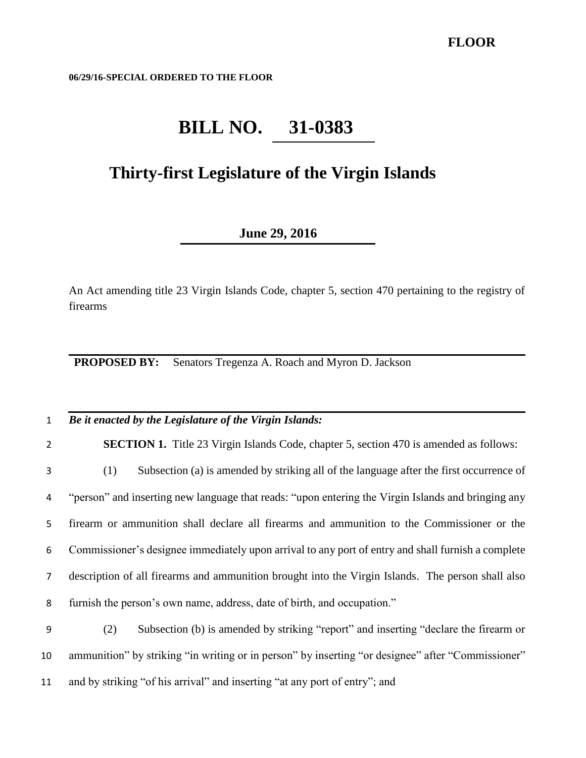**FLOOR**

**06/29/16-SPECIAL ORDERED TO THE FLOOR**

# BILL NO. 31-0383

## Thirty-first Legislature of the Virgin Islands

**June 29, 2016**

An Act amending title 23 Virgin Islands Code, chapter 5, section 470 pertaining to the registry of firearms

**PROPOSED BY:** Senators Tregenza A. Roach and Myron D. Jackson

***Be it enacted by the Legislature of the Virgin Islands:***

**SECTION 1.** Title 23 Virgin Islands Code, chapter 5, section 470 is amended as follows:

(1) Subsection (a) is amended by striking all of the language after the first occurrence of "person" and inserting new language that reads: "upon entering the Virgin Islands and bringing any firearm or ammunition shall declare all firearms and ammunition to the Commissioner or the Commissioner's designee immediately upon arrival to any port of entry and shall furnish a complete description of all firearms and ammunition brought into the Virgin Islands. The person shall also furnish the person's own name, address, date of birth, and occupation."

(2) Subsection (b) is amended by striking "report" and inserting "declare the firearm or ammunition" by striking "in writing or in person" by inserting "or designee" after "Commissioner" and by striking "of his arrival" and inserting "at any port of entry"; and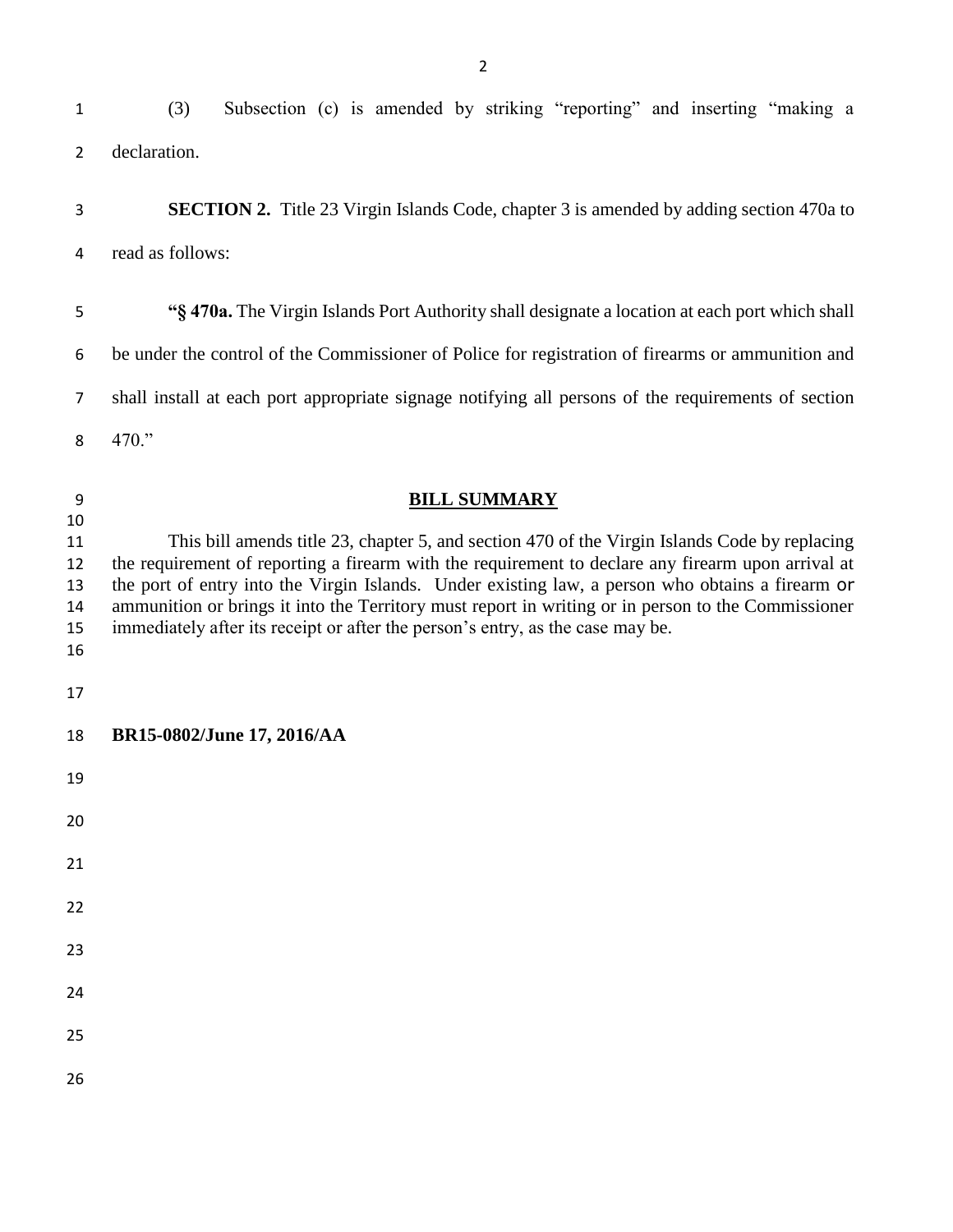(3) Subsection (c) is amended by striking "reporting" and inserting "making a declaration.

**SECTION 2.** Title 23 Virgin Islands Code, chapter 3 is amended by adding section 470a to read as follows:

"**§ 470a.** The Virgin Islands Port Authority shall designate a location at each port which shall be under the control of the Commissioner of Police for registration of firearms or ammunition and shall install at each port appropriate signage notifying all persons of the requirements of section 470."

## **BILL SUMMARY**

This bill amends title 23, chapter 5, and section 470 of the Virgin Islands Code by replacing the requirement of reporting a firearm with the requirement to declare any firearm upon arrival at the port of entry into the Virgin Islands. Under existing law, a person who obtains a firearm or ammunition or brings it into the Territory must report in writing or in person to the Commissioner immediately after its receipt or after the person's entry, as the case may be.

**BR15-0802/June 17, 2016/AA**